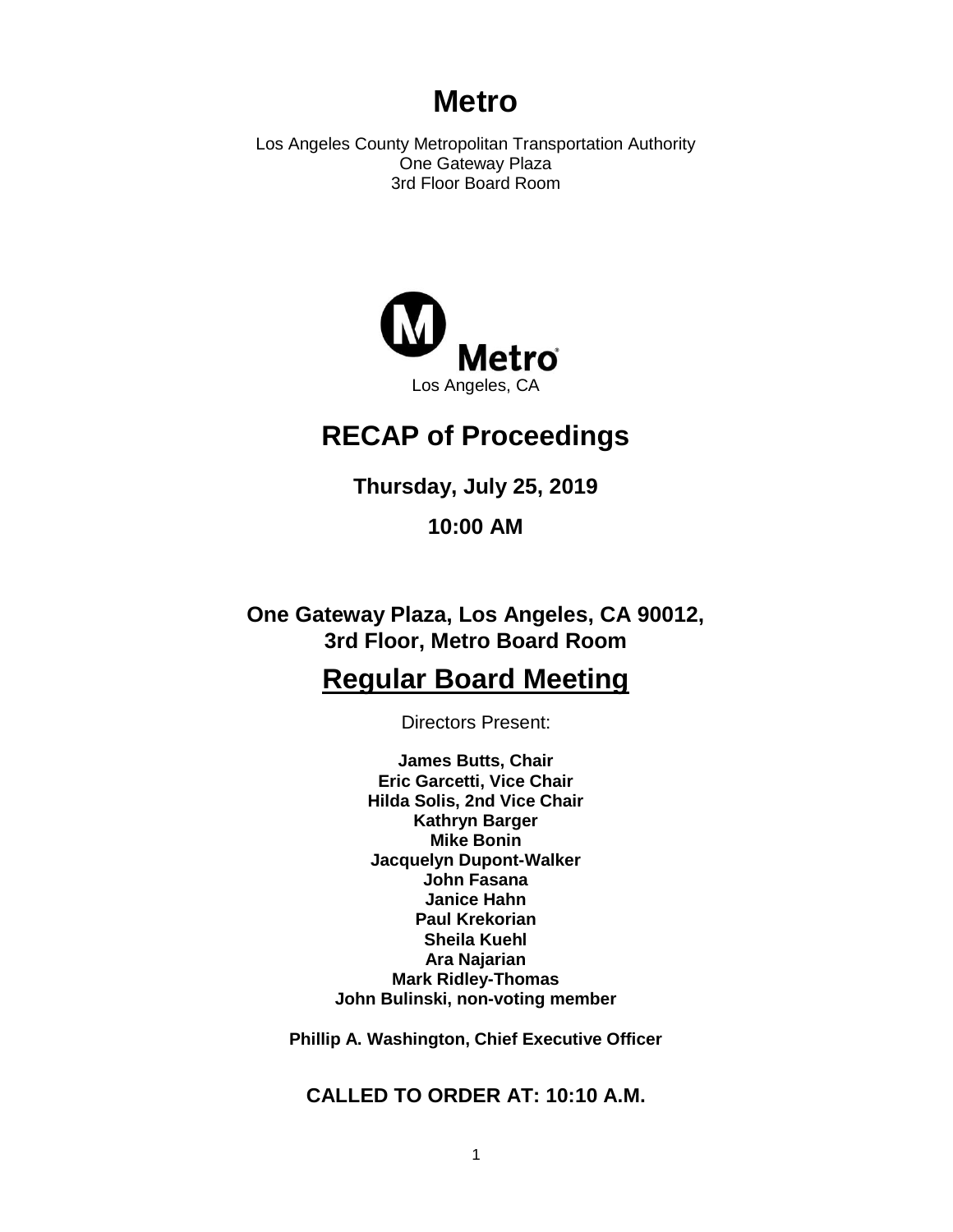# Metro

Los Angeles County Metropolitan Transportation Authority
One Gateway Plaza
3rd Floor Board Room

Metro
Los Angeles, CA

## RECAP of Proceedings

**Thursday, July 25, 2019**

**10:00 AM**

**One Gateway Plaza, Los Angeles, CA 90012,
3rd Floor, Metro Board Room**

## Regular Board Meeting

Directors Present:

**James Butts, Chair**
**Eric Garcetti, Vice Chair**
**Hilda Solis, 2nd Vice Chair**
**Kathryn Barger**
**Mike Bonin**
**Jacquelyn Dupont-Walker**
**John Fasana**
**Janice Hahn**
**Paul Krekorian**
**Sheila Kuehl**
**Ara Najarian**
**Mark Ridley-Thomas**
**John Bulinski, non-voting member**

**Phillip A. Washington, Chief Executive Officer**

**CALLED TO ORDER AT: 10:10 A.M.**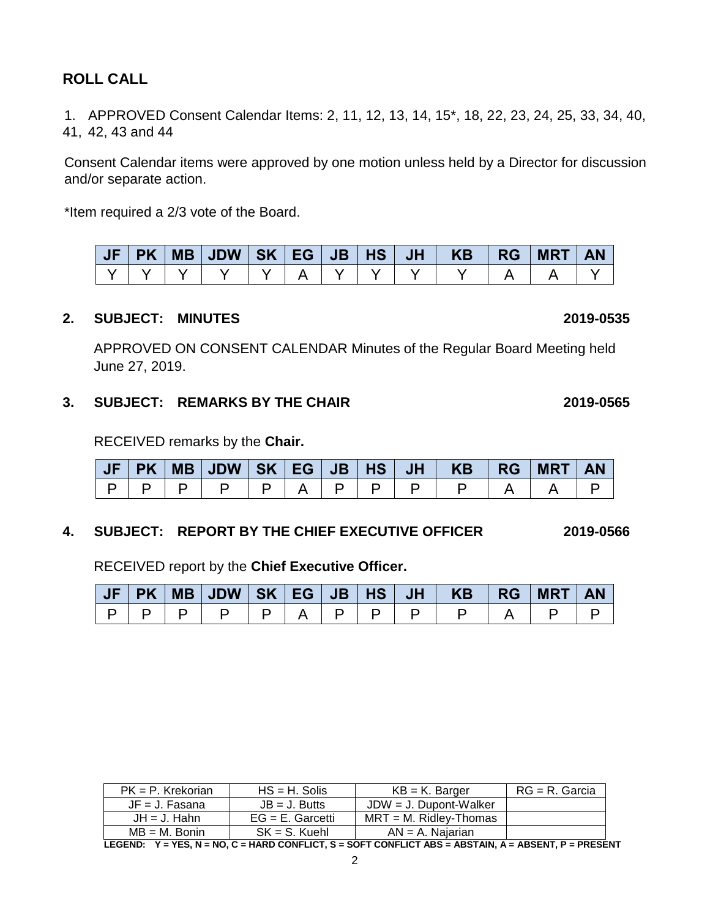## ROLL CALL

1. APPROVED Consent Calendar Items: 2, 11, 12, 13, 14, 15*, 18, 22, 23, 24, 25, 33, 34, 40, 41, 42, 43 and 44

Consent Calendar items were approved by one motion unless held by a Director for discussion and/or separate action.

*Item required a 2/3 vote of the Board.

| JF | PK | MB | JDW | SK | EG | JB | HS | JH | KB | RG | MRT | AN |
|---|---|---|---|---|---|---|---|---|---|---|---|---|
| Y | Y | Y | Y | Y | A | Y | Y | Y | Y | A | A | Y |

**2. SUBJECT: MINUTES** **2019-0535**

APPROVED ON CONSENT CALENDAR Minutes of the Regular Board Meeting held June 27, 2019.

**3. SUBJECT: REMARKS BY THE CHAIR** **2019-0565**

RECEIVED remarks by the **Chair.**

| JF | PK | MB | JDW | SK | EG | JB | HS | JH | KB | RG | MRT | AN |
|---|---|---|---|---|---|---|---|---|---|---|---|---|
| P | P | P | P | P | A | P | P | P | P | A | A | P |

**4. SUBJECT: REPORT BY THE CHIEF EXECUTIVE OFFICER** **2019-0566**

RECEIVED report by the **Chief Executive Officer.**

| JF | PK | MB | JDW | SK | EG | JB | HS | JH | KB | RG | MRT | AN |
|---|---|---|---|---|---|---|---|---|---|---|---|---|
| P | P | P | P | P | A | P | P | P | P | A | P | P |

| PK = P. Krekorian | HS = H. Solis | KB = K. Barger | RG = R. Garcia |
|---|---|---|---|
| JF = J. Fasana | JB = J. Butts | JDW = J. Dupont-Walker | |
| JH = J. Hahn | EG = E. Garcetti | MRT = M. Ridley-Thomas | |
| MB = M. Bonin | SK = S. Kuehl | AN = A. Najarian | |

**LEGEND: Y = YES, N = NO, C = HARD CONFLICT, S = SOFT CONFLICT ABS = ABSTAIN, A = ABSENT, P = PRESENT**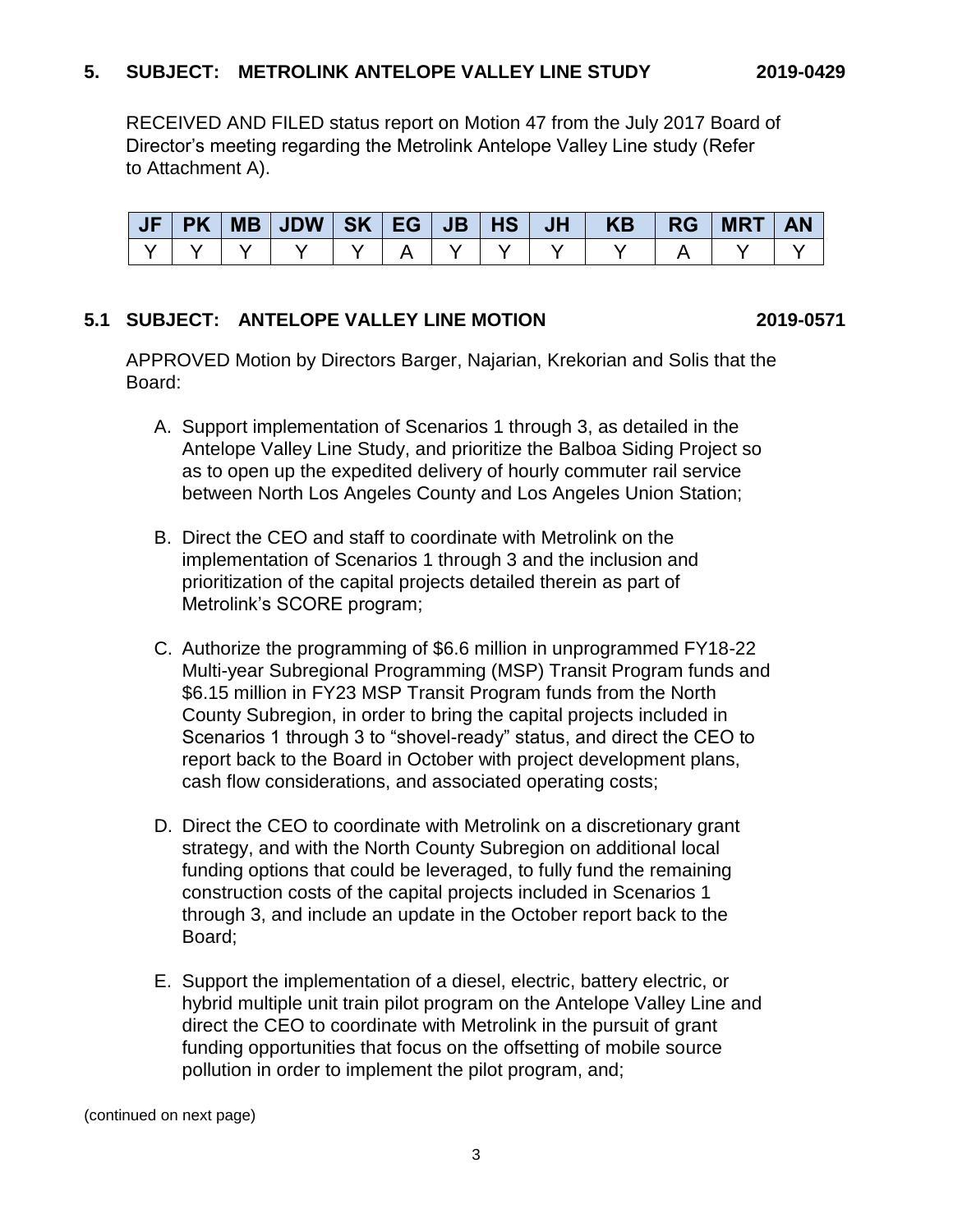## 5. SUBJECT: METROLINK ANTELOPE VALLEY LINE STUDY 2019-0429

RECEIVED AND FILED status report on Motion 47 from the July 2017 Board of Director's meeting regarding the Metrolink Antelope Valley Line study (Refer to Attachment A).

| JF | PK | MB | JDW | SK | EG | JB | HS | JH | KB | RG | MRT | AN |
|---|---|---|---|---|---|---|---|---|---|---|---|---|
| Y | Y | Y | Y | Y | A | Y | Y | Y | Y | A | Y | Y |

## 5.1 SUBJECT: ANTELOPE VALLEY LINE MOTION 2019-0571

APPROVED Motion by Directors Barger, Najarian, Krekorian and Solis that the Board:

A. Support implementation of Scenarios 1 through 3, as detailed in the Antelope Valley Line Study, and prioritize the Balboa Siding Project so as to open up the expedited delivery of hourly commuter rail service between North Los Angeles County and Los Angeles Union Station;

B. Direct the CEO and staff to coordinate with Metrolink on the implementation of Scenarios 1 through 3 and the inclusion and prioritization of the capital projects detailed therein as part of Metrolink's SCORE program;

C. Authorize the programming of $6.6 million in unprogrammed FY18-22 Multi-year Subregional Programming (MSP) Transit Program funds and $6.15 million in FY23 MSP Transit Program funds from the North County Subregion, in order to bring the capital projects included in Scenarios 1 through 3 to "shovel-ready" status, and direct the CEO to report back to the Board in October with project development plans, cash flow considerations, and associated operating costs;

D. Direct the CEO to coordinate with Metrolink on a discretionary grant strategy, and with the North County Subregion on additional local funding options that could be leveraged, to fully fund the remaining construction costs of the capital projects included in Scenarios 1 through 3, and include an update in the October report back to the Board;

E. Support the implementation of a diesel, electric, battery electric, or hybrid multiple unit train pilot program on the Antelope Valley Line and direct the CEO to coordinate with Metrolink in the pursuit of grant funding opportunities that focus on the offsetting of mobile source pollution in order to implement the pilot program, and;

(continued on next page)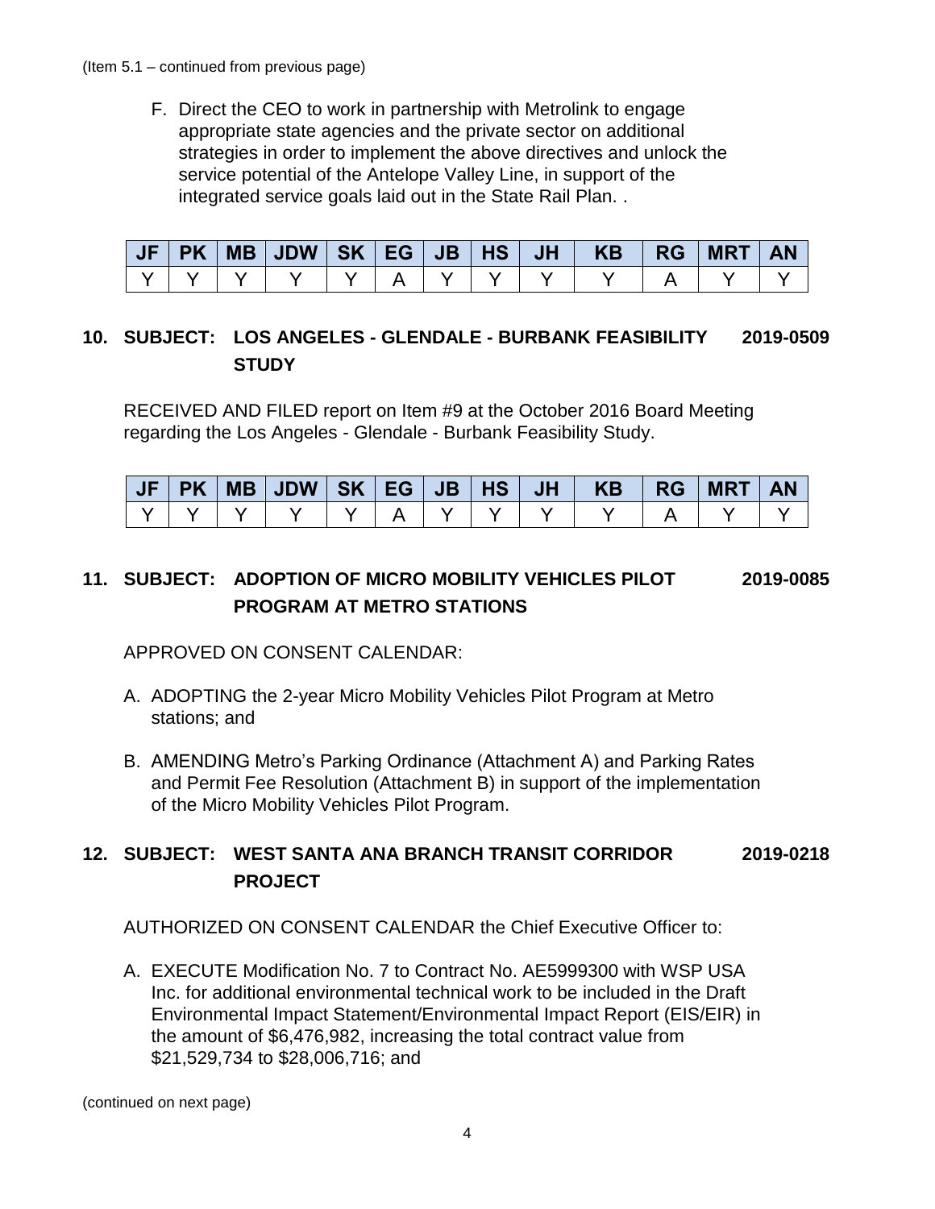(Item 5.1 – continued from previous page)

F. Direct the CEO to work in partnership with Metrolink to engage appropriate state agencies and the private sector on additional strategies in order to implement the above directives and unlock the service potential of the Antelope Valley Line, in support of the integrated service goals laid out in the State Rail Plan. .

| JF | PK | MB | JDW | SK | EG | JB | HS | JH | KB | RG | MRT | AN |
|---|---|---|---|---|---|---|---|---|---|---|---|---|
| Y | Y | Y | Y | Y | A | Y | Y | Y | Y | A | Y | Y |

## 10. SUBJECT: LOS ANGELES - GLENDALE - BURBANK FEASIBILITY STUDY 2019-0509

RECEIVED AND FILED report on Item #9 at the October 2016 Board Meeting regarding the Los Angeles - Glendale - Burbank Feasibility Study.

| JF | PK | MB | JDW | SK | EG | JB | HS | JH | KB | RG | MRT | AN |
|---|---|---|---|---|---|---|---|---|---|---|---|---|
| Y | Y | Y | Y | Y | A | Y | Y | Y | Y | A | Y | Y |

## 11. SUBJECT: ADOPTION OF MICRO MOBILITY VEHICLES PILOT PROGRAM AT METRO STATIONS 2019-0085

APPROVED ON CONSENT CALENDAR:

A. ADOPTING the 2-year Micro Mobility Vehicles Pilot Program at Metro stations; and

B. AMENDING Metro's Parking Ordinance (Attachment A) and Parking Rates and Permit Fee Resolution (Attachment B) in support of the implementation of the Micro Mobility Vehicles Pilot Program.

## 12. SUBJECT: WEST SANTA ANA BRANCH TRANSIT CORRIDOR PROJECT 2019-0218

AUTHORIZED ON CONSENT CALENDAR the Chief Executive Officer to:

A. EXECUTE Modification No. 7 to Contract No. AE5999300 with WSP USA Inc. for additional environmental technical work to be included in the Draft Environmental Impact Statement/Environmental Impact Report (EIS/EIR) in the amount of $6,476,982, increasing the total contract value from $21,529,734 to $28,006,716; and

(continued on next page)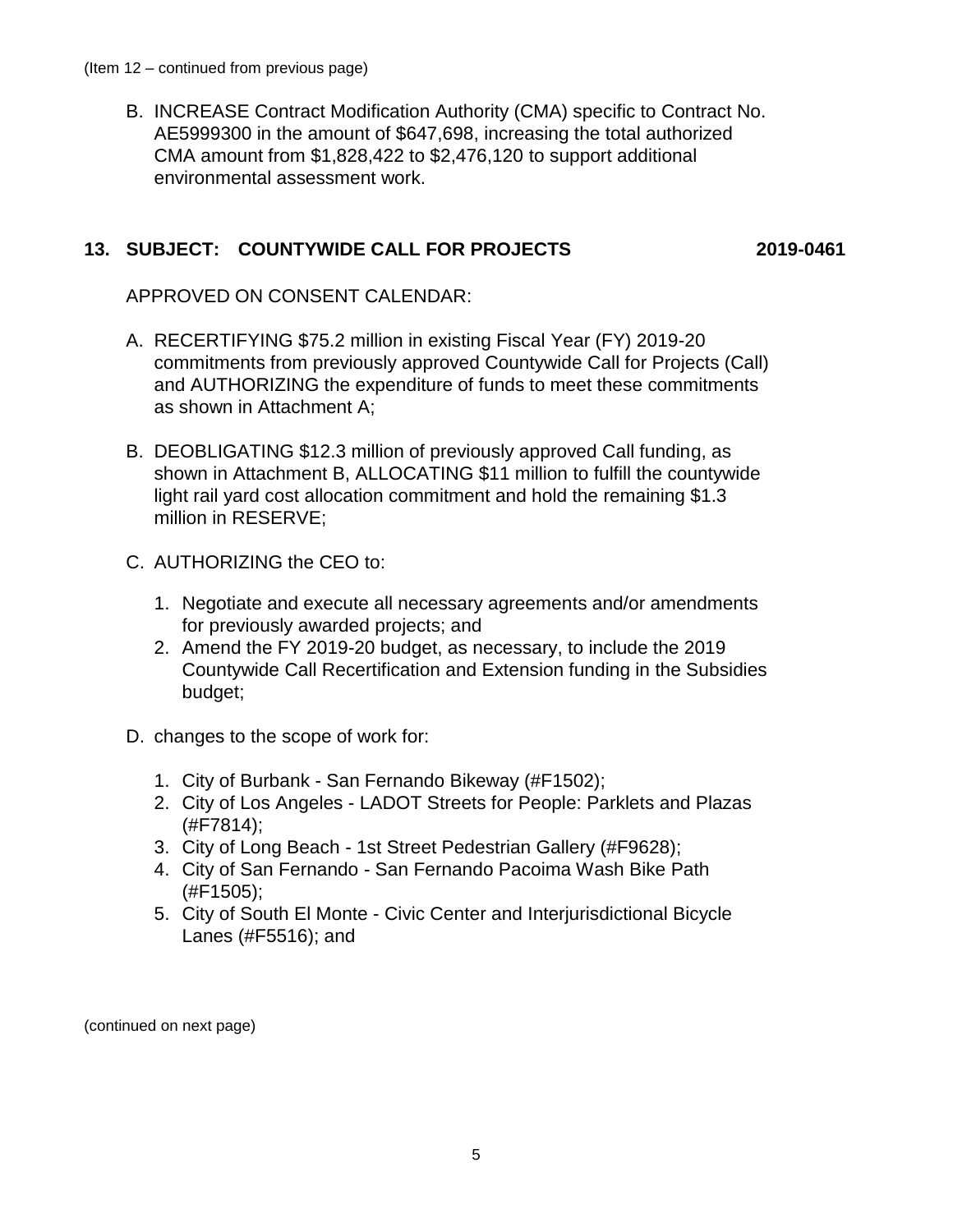(Item 12 – continued from previous page)

B. INCREASE Contract Modification Authority (CMA) specific to Contract No. AE5999300 in the amount of $647,698, increasing the total authorized CMA amount from $1,828,422 to $2,476,120 to support additional environmental assessment work.

## 13. SUBJECT: COUNTYWIDE CALL FOR PROJECTS 2019-0461

APPROVED ON CONSENT CALENDAR:

A. RECERTIFYING $75.2 million in existing Fiscal Year (FY) 2019-20 commitments from previously approved Countywide Call for Projects (Call) and AUTHORIZING the expenditure of funds to meet these commitments as shown in Attachment A;

B. DEOBLIGATING $12.3 million of previously approved Call funding, as shown in Attachment B, ALLOCATING $11 million to fulfill the countywide light rail yard cost allocation commitment and hold the remaining $1.3 million in RESERVE;

C. AUTHORIZING the CEO to:

   1. Negotiate and execute all necessary agreements and/or amendments for previously awarded projects; and
   2. Amend the FY 2019-20 budget, as necessary, to include the 2019 Countywide Call Recertification and Extension funding in the Subsidies budget;

D. changes to the scope of work for:

   1. City of Burbank - San Fernando Bikeway (#F1502);
   2. City of Los Angeles - LADOT Streets for People: Parklets and Plazas (#F7814);
   3. City of Long Beach - 1st Street Pedestrian Gallery (#F9628);
   4. City of San Fernando - San Fernando Pacoima Wash Bike Path (#F1505);
   5. City of South El Monte - Civic Center and Interjurisdictional Bicycle Lanes (#F5516); and

(continued on next page)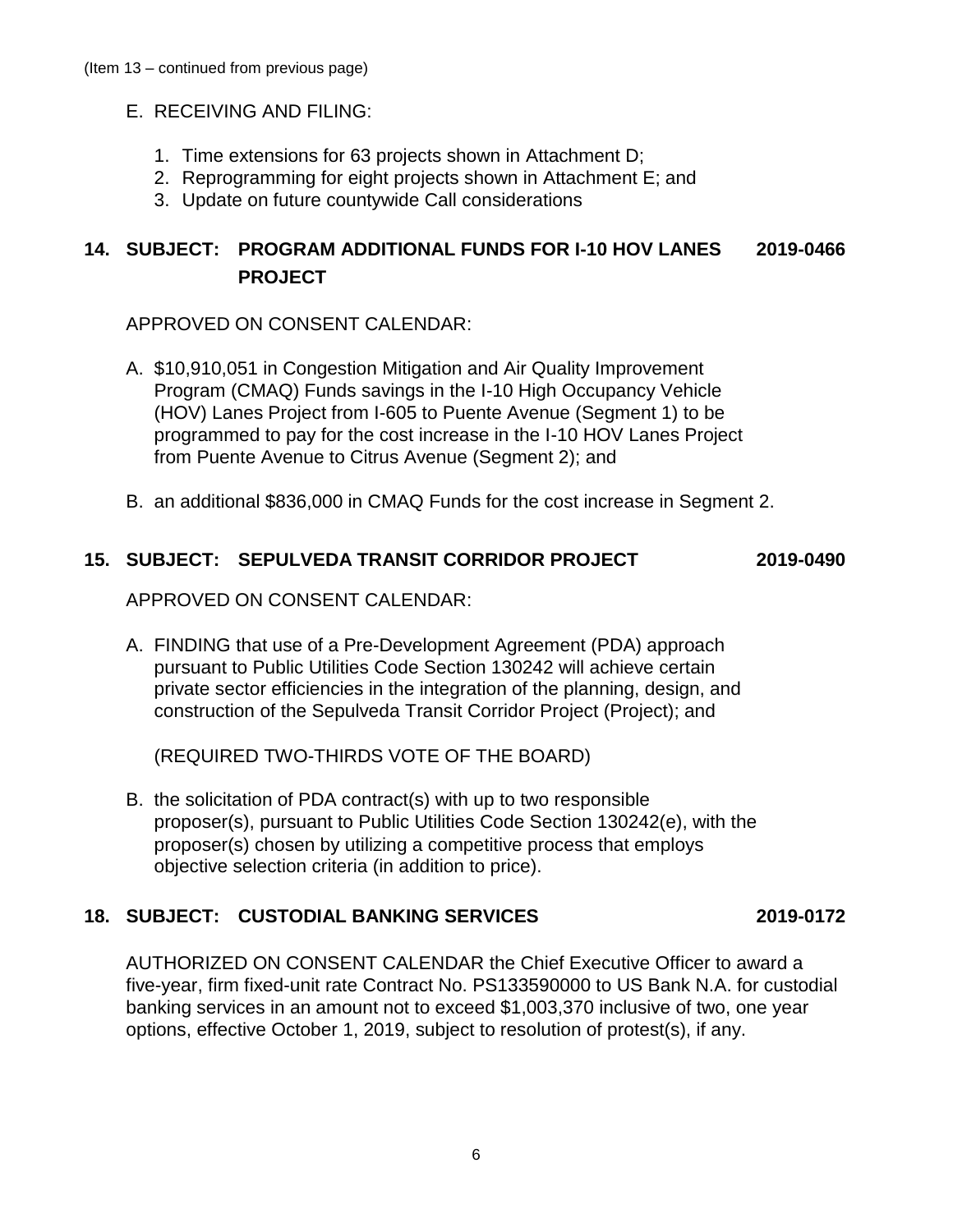(Item 13 – continued from previous page)

E. RECEIVING AND FILING:

1. Time extensions for 63 projects shown in Attachment D;
2. Reprogramming for eight projects shown in Attachment E; and
3. Update on future countywide Call considerations

## 14. SUBJECT: PROGRAM ADDITIONAL FUNDS FOR I-10 HOV LANES PROJECT — 2019-0466

APPROVED ON CONSENT CALENDAR:

A. $10,910,051 in Congestion Mitigation and Air Quality Improvement Program (CMAQ) Funds savings in the I-10 High Occupancy Vehicle (HOV) Lanes Project from I-605 to Puente Avenue (Segment 1) to be programmed to pay for the cost increase in the I-10 HOV Lanes Project from Puente Avenue to Citrus Avenue (Segment 2); and

B. an additional $836,000 in CMAQ Funds for the cost increase in Segment 2.

## 15. SUBJECT: SEPULVEDA TRANSIT CORRIDOR PROJECT — 2019-0490

APPROVED ON CONSENT CALENDAR:

A. FINDING that use of a Pre-Development Agreement (PDA) approach pursuant to Public Utilities Code Section 130242 will achieve certain private sector efficiencies in the integration of the planning, design, and construction of the Sepulveda Transit Corridor Project (Project); and

   (REQUIRED TWO-THIRDS VOTE OF THE BOARD)

B. the solicitation of PDA contract(s) with up to two responsible proposer(s), pursuant to Public Utilities Code Section 130242(e), with the proposer(s) chosen by utilizing a competitive process that employs objective selection criteria (in addition to price).

## 18. SUBJECT: CUSTODIAL BANKING SERVICES — 2019-0172

AUTHORIZED ON CONSENT CALENDAR the Chief Executive Officer to award a five-year, firm fixed-unit rate Contract No. PS133590000 to US Bank N.A. for custodial banking services in an amount not to exceed $1,003,370 inclusive of two, one year options, effective October 1, 2019, subject to resolution of protest(s), if any.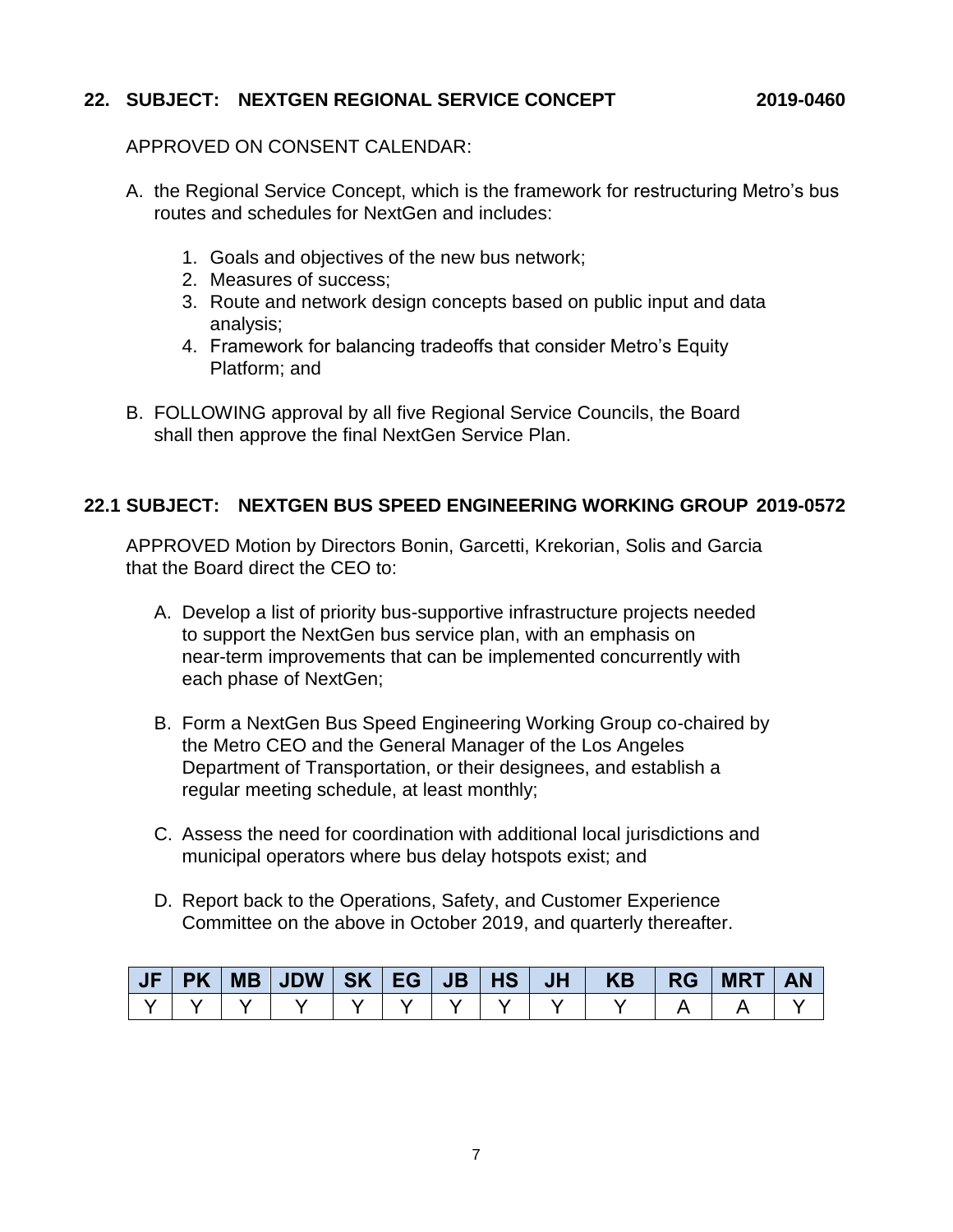## 22. SUBJECT: NEXTGEN REGIONAL SERVICE CONCEPT 2019-0460

APPROVED ON CONSENT CALENDAR:

A. the Regional Service Concept, which is the framework for restructuring Metro's bus routes and schedules for NextGen and includes:

   1. Goals and objectives of the new bus network;
   2. Measures of success;
   3. Route and network design concepts based on public input and data analysis;
   4. Framework for balancing tradeoffs that consider Metro's Equity Platform; and

B. FOLLOWING approval by all five Regional Service Councils, the Board shall then approve the final NextGen Service Plan.

## 22.1 SUBJECT: NEXTGEN BUS SPEED ENGINEERING WORKING GROUP 2019-0572

APPROVED Motion by Directors Bonin, Garcetti, Krekorian, Solis and Garcia that the Board direct the CEO to:

A. Develop a list of priority bus-supportive infrastructure projects needed to support the NextGen bus service plan, with an emphasis on near-term improvements that can be implemented concurrently with each phase of NextGen;

B. Form a NextGen Bus Speed Engineering Working Group co-chaired by the Metro CEO and the General Manager of the Los Angeles Department of Transportation, or their designees, and establish a regular meeting schedule, at least monthly;

C. Assess the need for coordination with additional local jurisdictions and municipal operators where bus delay hotspots exist; and

D. Report back to the Operations, Safety, and Customer Experience Committee on the above in October 2019, and quarterly thereafter.

| JF | PK | MB | JDW | SK | EG | JB | HS | JH | KB | RG | MRT | AN |
|---|---|---|---|---|---|---|---|---|---|---|---|---|
| Y | Y | Y | Y | Y | Y | Y | Y | Y | Y | A | A | Y |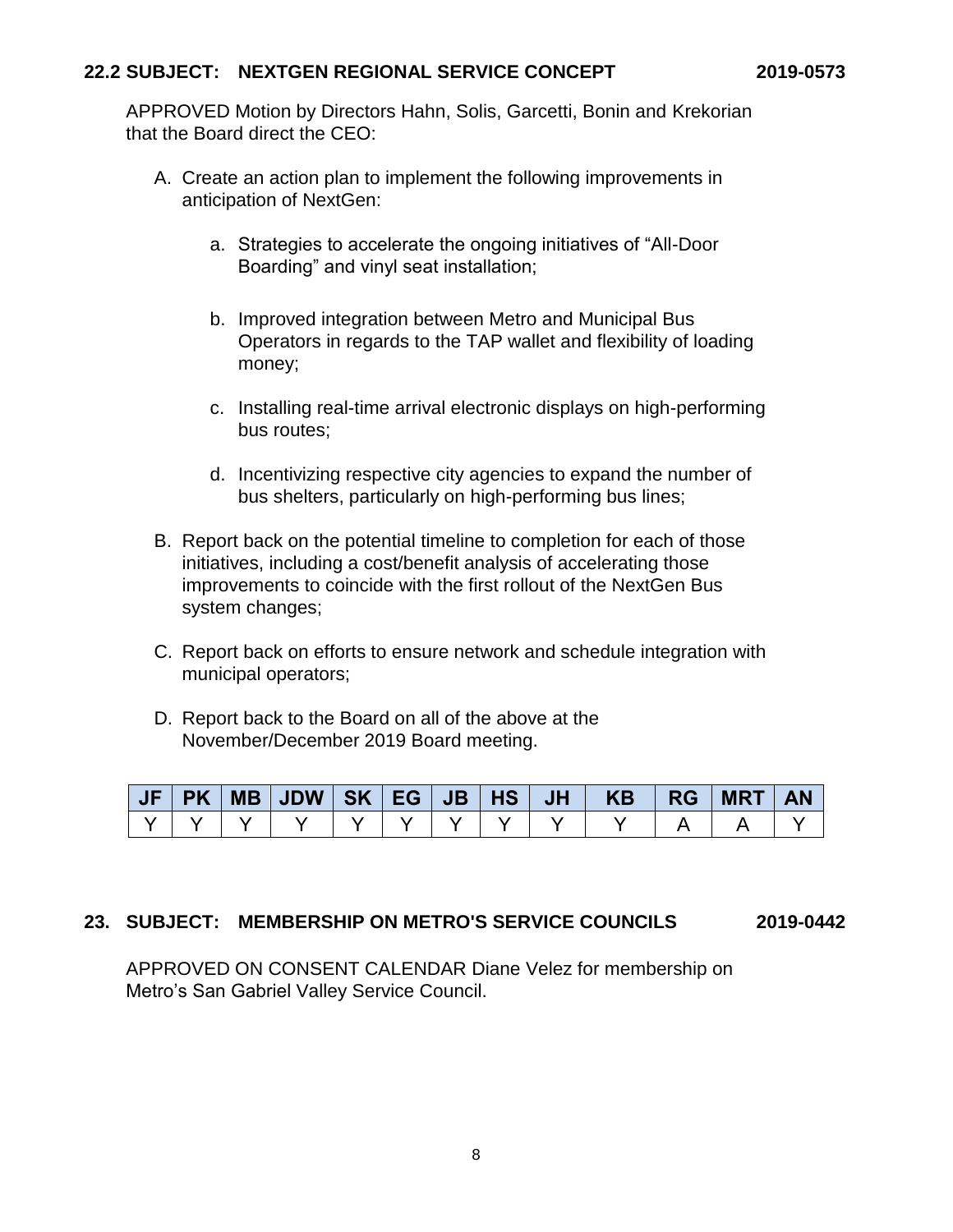**22.2 SUBJECT: NEXTGEN REGIONAL SERVICE CONCEPT 2019-0573**

APPROVED Motion by Directors Hahn, Solis, Garcetti, Bonin and Krekorian that the Board direct the CEO:

A. Create an action plan to implement the following improvements in anticipation of NextGen:

   a. Strategies to accelerate the ongoing initiatives of "All-Door Boarding" and vinyl seat installation;

   b. Improved integration between Metro and Municipal Bus Operators in regards to the TAP wallet and flexibility of loading money;

   c. Installing real-time arrival electronic displays on high-performing bus routes;

   d. Incentivizing respective city agencies to expand the number of bus shelters, particularly on high-performing bus lines;

B. Report back on the potential timeline to completion for each of those initiatives, including a cost/benefit analysis of accelerating those improvements to coincide with the first rollout of the NextGen Bus system changes;

C. Report back on efforts to ensure network and schedule integration with municipal operators;

D. Report back to the Board on all of the above at the November/December 2019 Board meeting.

| JF | PK | MB | JDW | SK | EG | JB | HS | JH | KB | RG | MRT | AN |
|---|---|---|---|---|---|---|---|---|---|---|---|---|
| Y | Y | Y | Y | Y | Y | Y | Y | Y | Y | A | A | Y |

**23. SUBJECT: MEMBERSHIP ON METRO'S SERVICE COUNCILS 2019-0442**

APPROVED ON CONSENT CALENDAR Diane Velez for membership on Metro's San Gabriel Valley Service Council.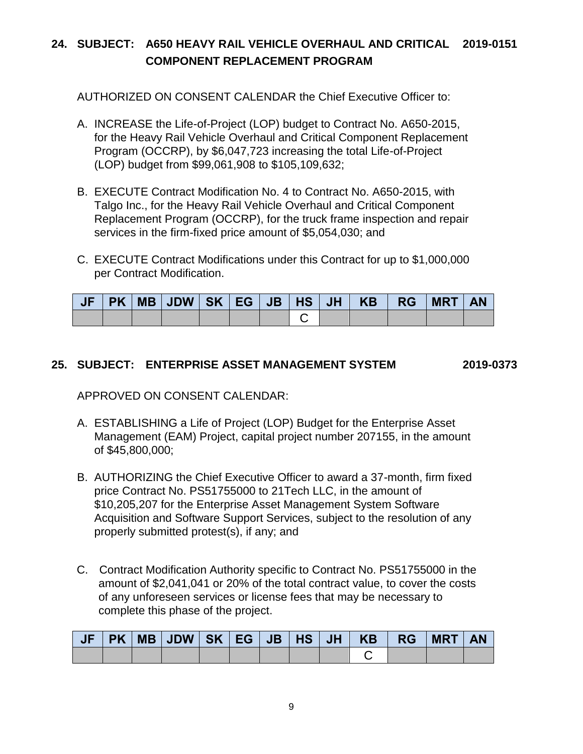**24. SUBJECT: A650 HEAVY RAIL VEHICLE OVERHAUL AND CRITICAL COMPONENT REPLACEMENT PROGRAM** **2019-0151**

AUTHORIZED ON CONSENT CALENDAR the Chief Executive Officer to:

A. INCREASE the Life-of-Project (LOP) budget to Contract No. A650-2015, for the Heavy Rail Vehicle Overhaul and Critical Component Replacement Program (OCCRP), by $6,047,723 increasing the total Life-of-Project (LOP) budget from $99,061,908 to $105,109,632;

B. EXECUTE Contract Modification No. 4 to Contract No. A650-2015, with Talgo Inc., for the Heavy Rail Vehicle Overhaul and Critical Component Replacement Program (OCCRP), for the truck frame inspection and repair services in the firm-fixed price amount of $5,054,030; and

C. EXECUTE Contract Modifications under this Contract for up to $1,000,000 per Contract Modification.

| JF | PK | MB | JDW | SK | EG | JB | HS | JH | KB | RG | MRT | AN |
|---|---|---|---|---|---|---|---|---|---|---|---|---|
| | | | | | | | C | | | | | |

**25. SUBJECT: ENTERPRISE ASSET MANAGEMENT SYSTEM** **2019-0373**

APPROVED ON CONSENT CALENDAR:

A. ESTABLISHING a Life of Project (LOP) Budget for the Enterprise Asset Management (EAM) Project, capital project number 207155, in the amount of $45,800,000;

B. AUTHORIZING the Chief Executive Officer to award a 37-month, firm fixed price Contract No. PS51755000 to 21Tech LLC, in the amount of $10,205,207 for the Enterprise Asset Management System Software Acquisition and Software Support Services, subject to the resolution of any properly submitted protest(s), if any; and

C. Contract Modification Authority specific to Contract No. PS51755000 in the amount of $2,041,041 or 20% of the total contract value, to cover the costs of any unforeseen services or license fees that may be necessary to complete this phase of the project.

| JF | PK | MB | JDW | SK | EG | JB | HS | JH | KB | RG | MRT | AN |
|---|---|---|---|---|---|---|---|---|---|---|---|---|
| | | | | | | | | | C | | | |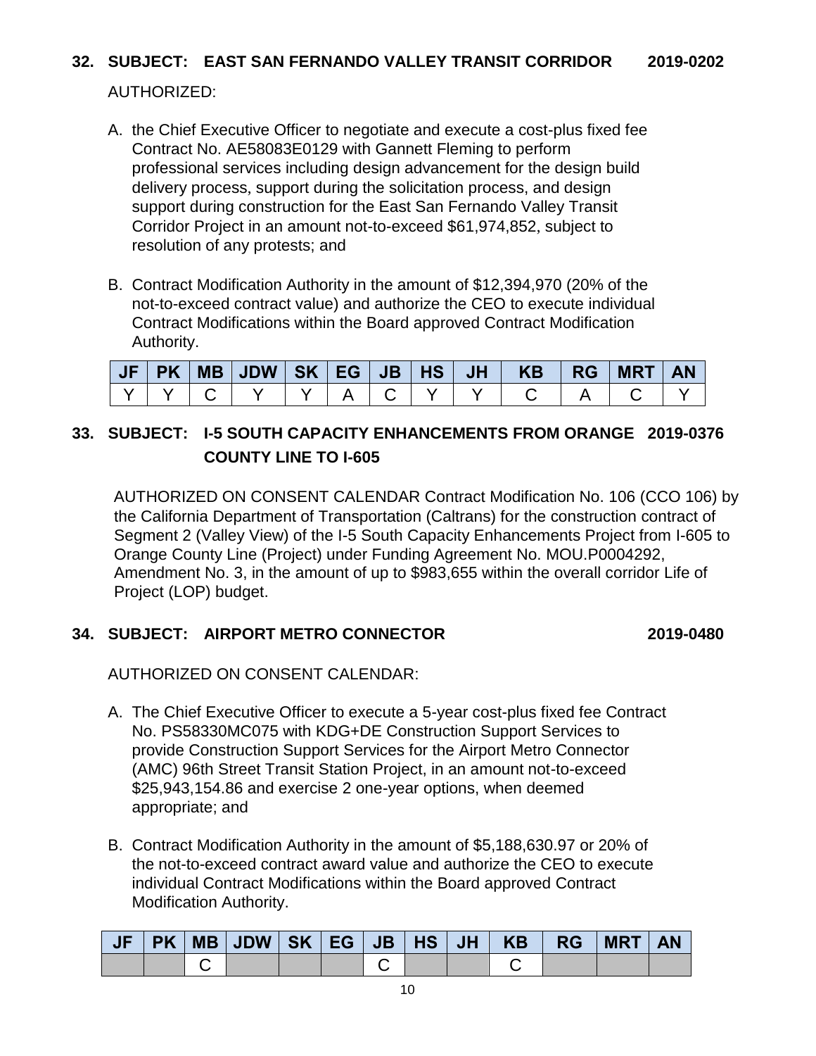**32. SUBJECT: EAST SAN FERNANDO VALLEY TRANSIT CORRIDOR 2019-0202**

AUTHORIZED:

A. the Chief Executive Officer to negotiate and execute a cost-plus fixed fee Contract No. AE58083E0129 with Gannett Fleming to perform professional services including design advancement for the design build delivery process, support during the solicitation process, and design support during construction for the East San Fernando Valley Transit Corridor Project in an amount not-to-exceed $61,974,852, subject to resolution of any protests; and

B. Contract Modification Authority in the amount of $12,394,970 (20% of the not-to-exceed contract value) and authorize the CEO to execute individual Contract Modifications within the Board approved Contract Modification Authority.

| JF | PK | MB | JDW | SK | EG | JB | HS | JH | KB | RG | MRT | AN |
|---|---|---|---|---|---|---|---|---|---|---|---|---|
| Y | Y | C | Y | Y | A | C | Y | Y | C | A | C | Y |

**33. SUBJECT: I-5 SOUTH CAPACITY ENHANCEMENTS FROM ORANGE COUNTY LINE TO I-605 2019-0376**

AUTHORIZED ON CONSENT CALENDAR Contract Modification No. 106 (CCO 106) by the California Department of Transportation (Caltrans) for the construction contract of Segment 2 (Valley View) of the I-5 South Capacity Enhancements Project from I-605 to Orange County Line (Project) under Funding Agreement No. MOU.P0004292, Amendment No. 3, in the amount of up to $983,655 within the overall corridor Life of Project (LOP) budget.

**34. SUBJECT: AIRPORT METRO CONNECTOR 2019-0480**

AUTHORIZED ON CONSENT CALENDAR:

A. The Chief Executive Officer to execute a 5-year cost-plus fixed fee Contract No. PS58330MC075 with KDG+DE Construction Support Services to provide Construction Support Services for the Airport Metro Connector (AMC) 96th Street Transit Station Project, in an amount not-to-exceed $25,943,154.86 and exercise 2 one-year options, when deemed appropriate; and

B. Contract Modification Authority in the amount of $5,188,630.97 or 20% of the not-to-exceed contract award value and authorize the CEO to execute individual Contract Modifications within the Board approved Contract Modification Authority.

| JF | PK | MB | JDW | SK | EG | JB | HS | JH | KB | RG | MRT | AN |
|---|---|---|---|---|---|---|---|---|---|---|---|---|
| | | C | | | | C | | | C | | | |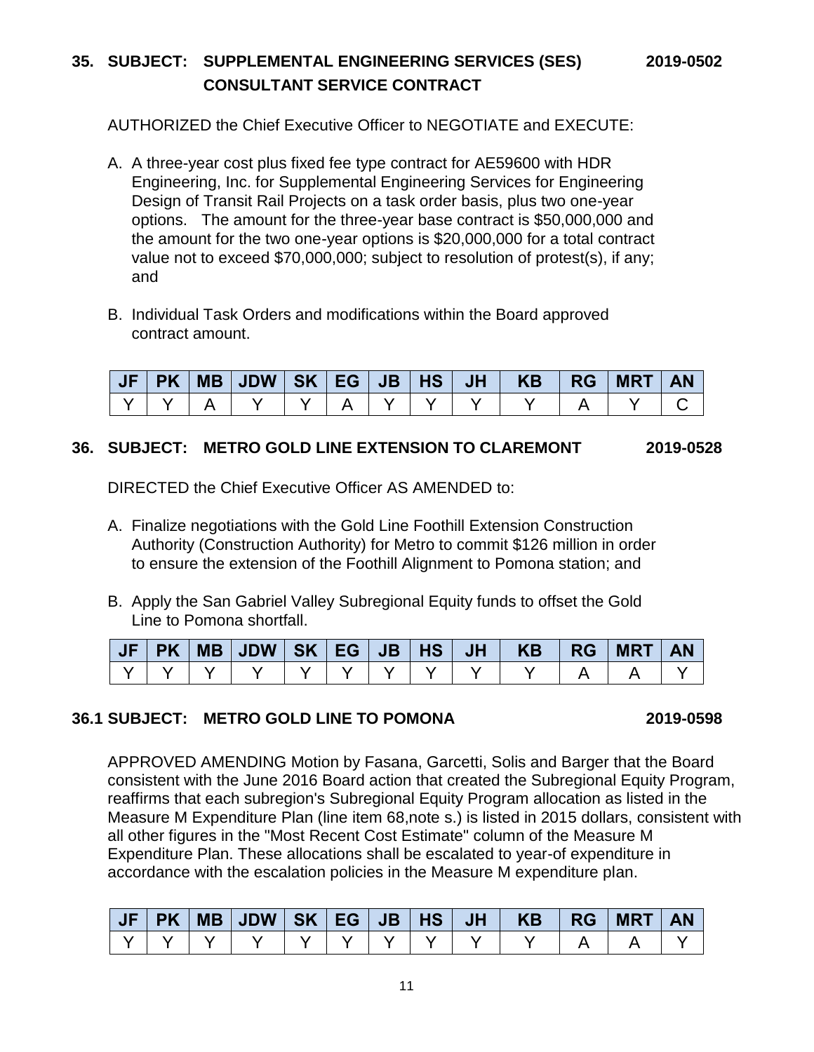**35. SUBJECT: SUPPLEMENTAL ENGINEERING SERVICES (SES) CONSULTANT SERVICE CONTRACT** **2019-0502**

AUTHORIZED the Chief Executive Officer to NEGOTIATE and EXECUTE:

A. A three-year cost plus fixed fee type contract for AE59600 with HDR Engineering, Inc. for Supplemental Engineering Services for Engineering Design of Transit Rail Projects on a task order basis, plus two one-year options. The amount for the three-year base contract is $50,000,000 and the amount for the two one-year options is $20,000,000 for a total contract value not to exceed $70,000,000; subject to resolution of protest(s), if any; and

B. Individual Task Orders and modifications within the Board approved contract amount.

| JF | PK | MB | JDW | SK | EG | JB | HS | JH | KB | RG | MRT | AN |
|---|---|---|---|---|---|---|---|---|---|---|---|---|
| Y | Y | A | Y | Y | A | Y | Y | Y | Y | A | Y | C |

**36. SUBJECT: METRO GOLD LINE EXTENSION TO CLAREMONT** **2019-0528**

DIRECTED the Chief Executive Officer AS AMENDED to:

A. Finalize negotiations with the Gold Line Foothill Extension Construction Authority (Construction Authority) for Metro to commit $126 million in order to ensure the extension of the Foothill Alignment to Pomona station; and

B. Apply the San Gabriel Valley Subregional Equity funds to offset the Gold Line to Pomona shortfall.

| JF | PK | MB | JDW | SK | EG | JB | HS | JH | KB | RG | MRT | AN |
|---|---|---|---|---|---|---|---|---|---|---|---|---|
| Y | Y | Y | Y | Y | Y | Y | Y | Y | Y | A | A | Y |

**36.1 SUBJECT: METRO GOLD LINE TO POMONA** **2019-0598**

APPROVED AMENDING Motion by Fasana, Garcetti, Solis and Barger that the Board consistent with the June 2016 Board action that created the Subregional Equity Program, reaffirms that each subregion's Subregional Equity Program allocation as listed in the Measure M Expenditure Plan (line item 68,note s.) is listed in 2015 dollars, consistent with all other figures in the "Most Recent Cost Estimate" column of the Measure M Expenditure Plan. These allocations shall be escalated to year-of expenditure in accordance with the escalation policies in the Measure M expenditure plan.

| JF | PK | MB | JDW | SK | EG | JB | HS | JH | KB | RG | MRT | AN |
|---|---|---|---|---|---|---|---|---|---|---|---|---|
| Y | Y | Y | Y | Y | Y | Y | Y | Y | Y | A | A | Y |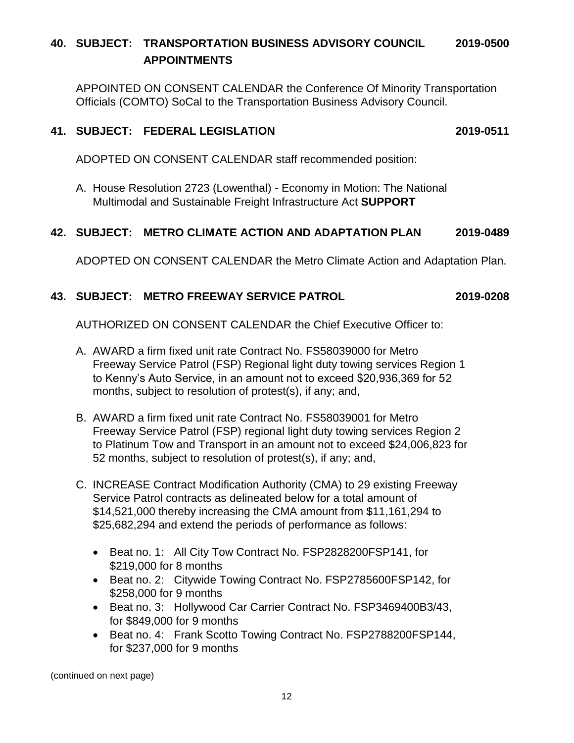### 40. SUBJECT: TRANSPORTATION BUSINESS ADVISORY COUNCIL APPOINTMENTS 2019-0500

APPOINTED ON CONSENT CALENDAR the Conference Of Minority Transportation Officials (COMTO) SoCal to the Transportation Business Advisory Council.

### 41. SUBJECT: FEDERAL LEGISLATION 2019-0511

ADOPTED ON CONSENT CALENDAR staff recommended position:

A. House Resolution 2723 (Lowenthal) - Economy in Motion: The National Multimodal and Sustainable Freight Infrastructure Act **SUPPORT**

### 42. SUBJECT: METRO CLIMATE ACTION AND ADAPTATION PLAN 2019-0489

ADOPTED ON CONSENT CALENDAR the Metro Climate Action and Adaptation Plan.

### 43. SUBJECT: METRO FREEWAY SERVICE PATROL 2019-0208

AUTHORIZED ON CONSENT CALENDAR the Chief Executive Officer to:

A. AWARD a firm fixed unit rate Contract No. FS58039000 for Metro Freeway Service Patrol (FSP) Regional light duty towing services Region 1 to Kenny's Auto Service, in an amount not to exceed $20,936,369 for 52 months, subject to resolution of protest(s), if any; and,

B. AWARD a firm fixed unit rate Contract No. FS58039001 for Metro Freeway Service Patrol (FSP) regional light duty towing services Region 2 to Platinum Tow and Transport in an amount not to exceed $24,006,823 for 52 months, subject to resolution of protest(s), if any; and,

C. INCREASE Contract Modification Authority (CMA) to 29 existing Freeway Service Patrol contracts as delineated below for a total amount of $14,521,000 thereby increasing the CMA amount from $11,161,294 to $25,682,294 and extend the periods of performance as follows:

- Beat no. 1: All City Tow Contract No. FSP2828200FSP141, for $219,000 for 8 months
- Beat no. 2: Citywide Towing Contract No. FSP2785600FSP142, for $258,000 for 9 months
- Beat no. 3: Hollywood Car Carrier Contract No. FSP3469400B3/43, for $849,000 for 9 months
- Beat no. 4: Frank Scotto Towing Contract No. FSP2788200FSP144, for $237,000 for 9 months

(continued on next page)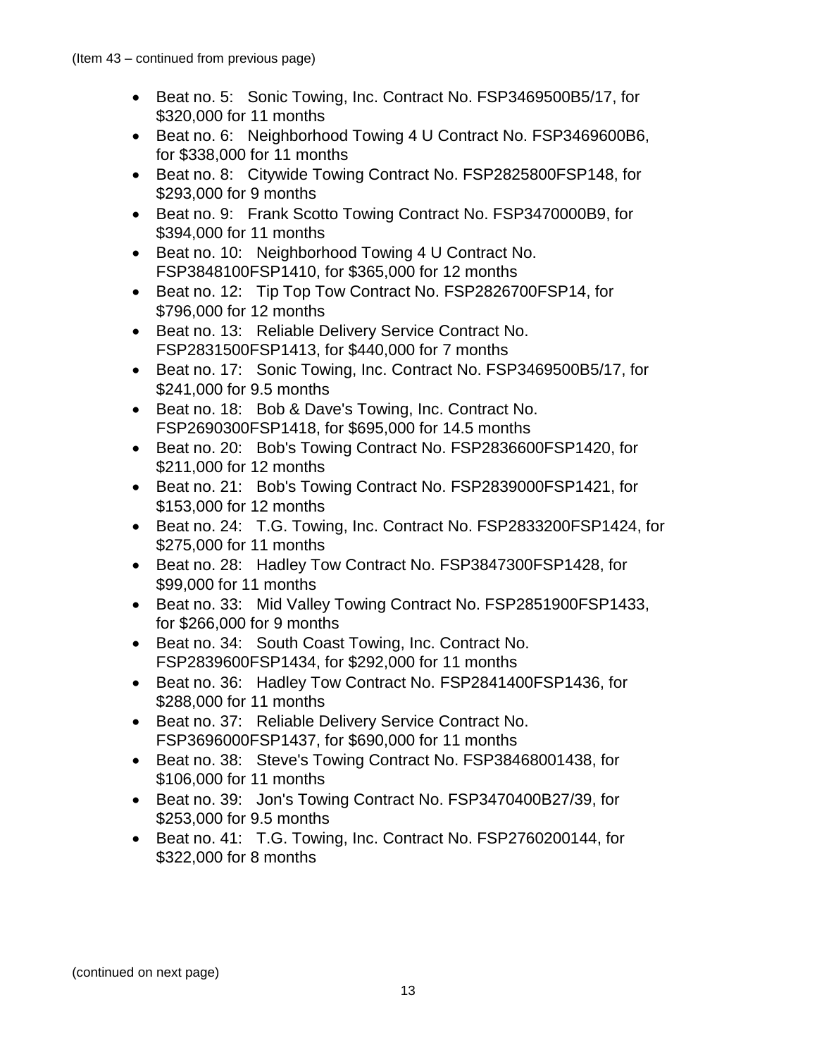(Item 43 – continued from previous page)

- Beat no. 5: Sonic Towing, Inc. Contract No. FSP3469500B5/17, for $320,000 for 11 months
- Beat no. 6: Neighborhood Towing 4 U Contract No. FSP3469600B6, for $338,000 for 11 months
- Beat no. 8: Citywide Towing Contract No. FSP2825800FSP148, for $293,000 for 9 months
- Beat no. 9: Frank Scotto Towing Contract No. FSP3470000B9, for $394,000 for 11 months
- Beat no. 10: Neighborhood Towing 4 U Contract No. FSP3848100FSP1410, for $365,000 for 12 months
- Beat no. 12: Tip Top Tow Contract No. FSP2826700FSP14, for $796,000 for 12 months
- Beat no. 13: Reliable Delivery Service Contract No. FSP2831500FSP1413, for $440,000 for 7 months
- Beat no. 17: Sonic Towing, Inc. Contract No. FSP3469500B5/17, for $241,000 for 9.5 months
- Beat no. 18: Bob & Dave's Towing, Inc. Contract No. FSP2690300FSP1418, for $695,000 for 14.5 months
- Beat no. 20: Bob's Towing Contract No. FSP2836600FSP1420, for $211,000 for 12 months
- Beat no. 21: Bob's Towing Contract No. FSP2839000FSP1421, for $153,000 for 12 months
- Beat no. 24: T.G. Towing, Inc. Contract No. FSP2833200FSP1424, for $275,000 for 11 months
- Beat no. 28: Hadley Tow Contract No. FSP3847300FSP1428, for $99,000 for 11 months
- Beat no. 33: Mid Valley Towing Contract No. FSP2851900FSP1433, for $266,000 for 9 months
- Beat no. 34: South Coast Towing, Inc. Contract No. FSP2839600FSP1434, for $292,000 for 11 months
- Beat no. 36: Hadley Tow Contract No. FSP2841400FSP1436, for $288,000 for 11 months
- Beat no. 37: Reliable Delivery Service Contract No. FSP3696000FSP1437, for $690,000 for 11 months
- Beat no. 38: Steve's Towing Contract No. FSP38468001438, for $106,000 for 11 months
- Beat no. 39: Jon's Towing Contract No. FSP3470400B27/39, for $253,000 for 9.5 months
- Beat no. 41: T.G. Towing, Inc. Contract No. FSP2760200144, for $322,000 for 8 months

(continued on next page)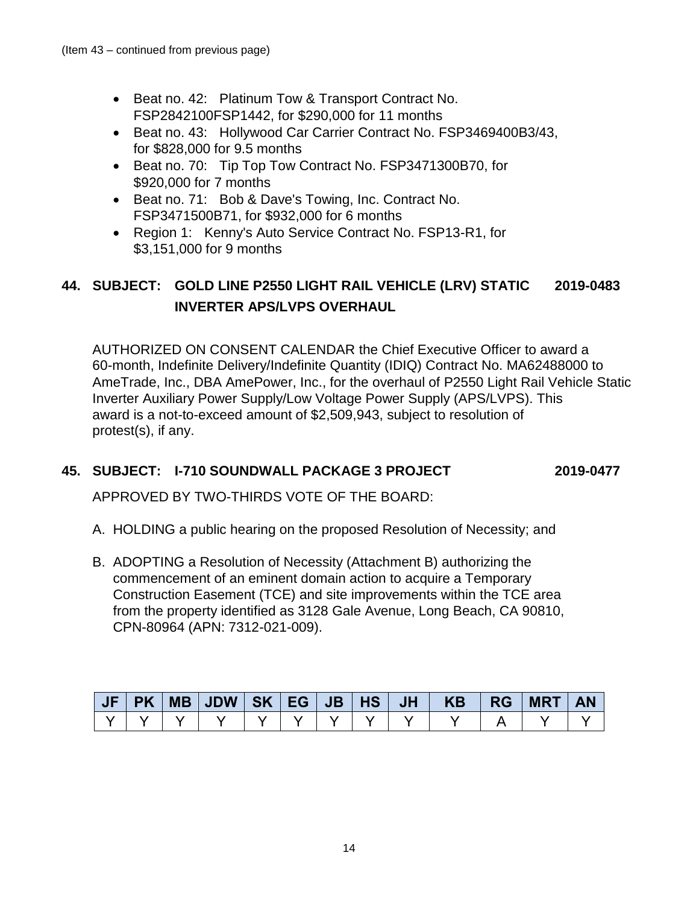(Item 43 – continued from previous page)

- Beat no. 42: Platinum Tow & Transport Contract No. FSP2842100FSP1442, for $290,000 for 11 months
- Beat no. 43: Hollywood Car Carrier Contract No. FSP3469400B3/43, for $828,000 for 9.5 months
- Beat no. 70: Tip Top Tow Contract No. FSP3471300B70, for $920,000 for 7 months
- Beat no. 71: Bob & Dave's Towing, Inc. Contract No. FSP3471500B71, for $932,000 for 6 months
- Region 1: Kenny's Auto Service Contract No. FSP13-R1, for $3,151,000 for 9 months

**44. SUBJECT: GOLD LINE P2550 LIGHT RAIL VEHICLE (LRV) STATIC INVERTER APS/LVPS OVERHAUL** **2019-0483**

AUTHORIZED ON CONSENT CALENDAR the Chief Executive Officer to award a 60-month, Indefinite Delivery/Indefinite Quantity (IDIQ) Contract No. MA62488000 to AmeTrade, Inc., DBA AmePower, Inc., for the overhaul of P2550 Light Rail Vehicle Static Inverter Auxiliary Power Supply/Low Voltage Power Supply (APS/LVPS). This award is a not-to-exceed amount of $2,509,943, subject to resolution of protest(s), if any.

**45. SUBJECT: I-710 SOUNDWALL PACKAGE 3 PROJECT** **2019-0477**

APPROVED BY TWO-THIRDS VOTE OF THE BOARD:

A. HOLDING a public hearing on the proposed Resolution of Necessity; and

B. ADOPTING a Resolution of Necessity (Attachment B) authorizing the commencement of an eminent domain action to acquire a Temporary Construction Easement (TCE) and site improvements within the TCE area from the property identified as 3128 Gale Avenue, Long Beach, CA 90810, CPN-80964 (APN: 7312-021-009).

| JF | PK | MB | JDW | SK | EG | JB | HS | JH | KB | RG | MRT | AN |
|---|---|---|---|---|---|---|---|---|---|---|---|---|
| Y | Y | Y | Y | Y | Y | Y | Y | Y | Y | A | Y | Y |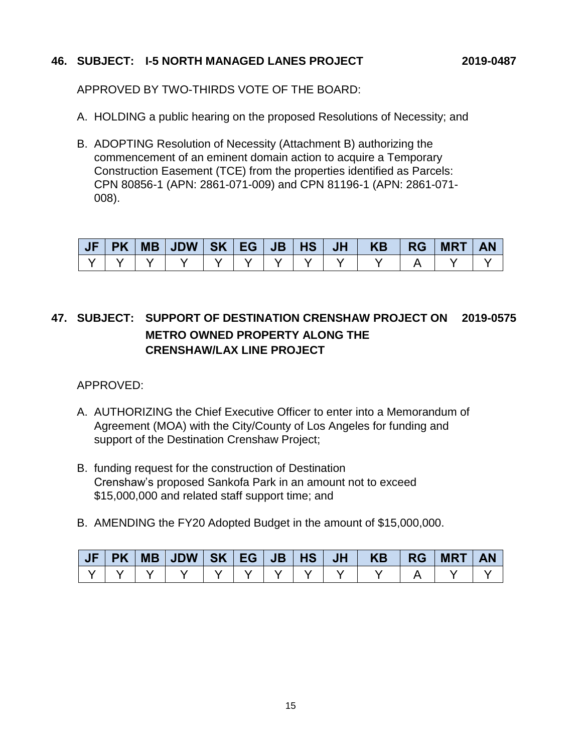**46. SUBJECT: I-5 NORTH MANAGED LANES PROJECT 2019-0487**

APPROVED BY TWO-THIRDS VOTE OF THE BOARD:

A. HOLDING a public hearing on the proposed Resolutions of Necessity; and

B. ADOPTING Resolution of Necessity (Attachment B) authorizing the commencement of an eminent domain action to acquire a Temporary Construction Easement (TCE) from the properties identified as Parcels: CPN 80856-1 (APN: 2861-071-009) and CPN 81196-1 (APN: 2861-071-008).

| JF | PK | MB | JDW | SK | EG | JB | HS | JH | KB | RG | MRT | AN |
|---|---|---|---|---|---|---|---|---|---|---|---|---|
| Y | Y | Y | Y | Y | Y | Y | Y | Y | Y | A | Y | Y |

**47. SUBJECT: SUPPORT OF DESTINATION CRENSHAW PROJECT ON METRO OWNED PROPERTY ALONG THE CRENSHAW/LAX LINE PROJECT 2019-0575**

APPROVED:

A. AUTHORIZING the Chief Executive Officer to enter into a Memorandum of Agreement (MOA) with the City/County of Los Angeles for funding and support of the Destination Crenshaw Project;

B. funding request for the construction of Destination Crenshaw's proposed Sankofa Park in an amount not to exceed $15,000,000 and related staff support time; and

B. AMENDING the FY20 Adopted Budget in the amount of $15,000,000.

| JF | PK | MB | JDW | SK | EG | JB | HS | JH | KB | RG | MRT | AN |
|---|---|---|---|---|---|---|---|---|---|---|---|---|
| Y | Y | Y | Y | Y | Y | Y | Y | Y | Y | A | Y | Y |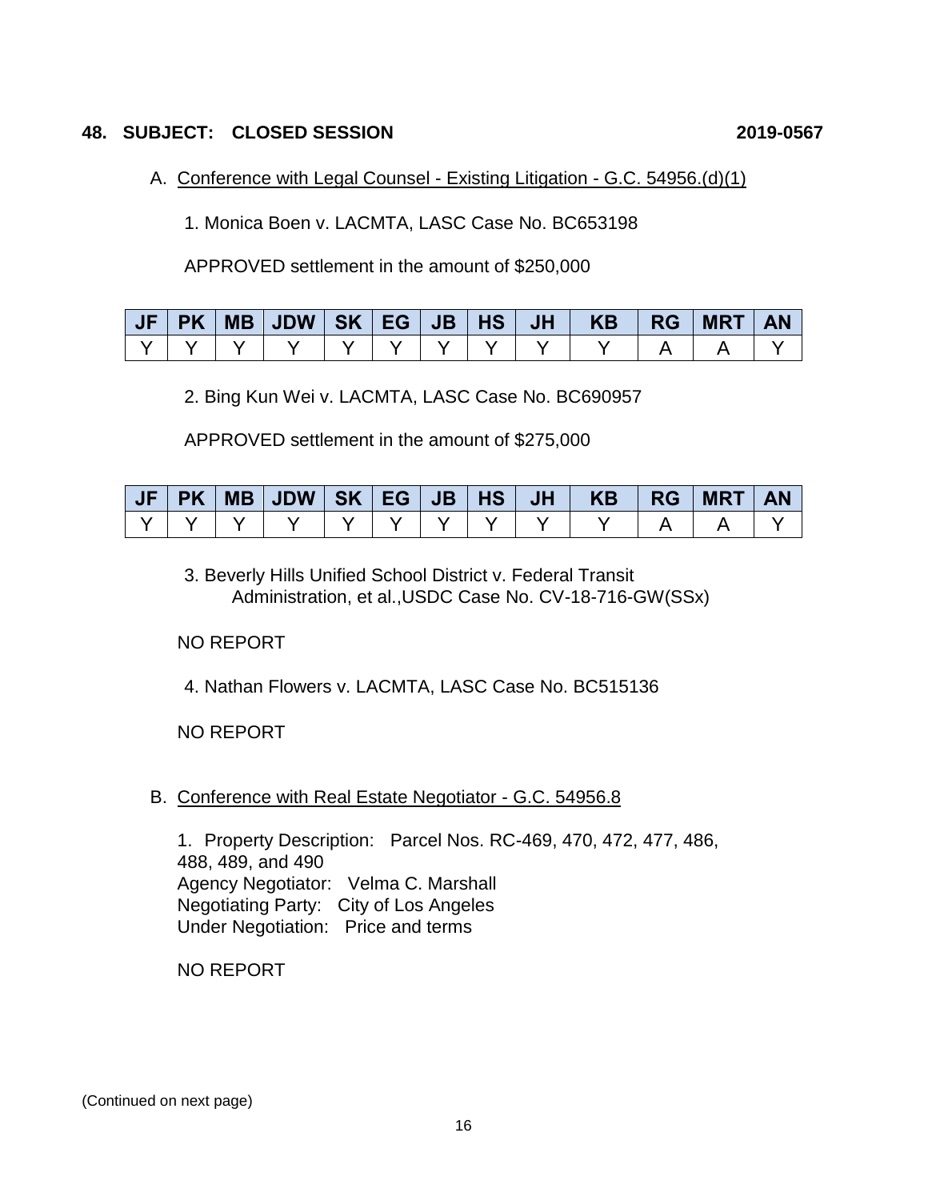## 48. SUBJECT: CLOSED SESSION 2019-0567

A. Conference with Legal Counsel - Existing Litigation - G.C. 54956.(d)(1)

1. Monica Boen v. LACMTA, LASC Case No. BC653198

APPROVED settlement in the amount of $250,000

| JF | PK | MB | JDW | SK | EG | JB | HS | JH | KB | RG | MRT | AN |
|---|---|---|---|---|---|---|---|---|---|---|---|---|
| Y | Y | Y | Y | Y | Y | Y | Y | Y | Y | A | A | Y |

2. Bing Kun Wei v. LACMTA, LASC Case No. BC690957

APPROVED settlement in the amount of $275,000

| JF | PK | MB | JDW | SK | EG | JB | HS | JH | KB | RG | MRT | AN |
|---|---|---|---|---|---|---|---|---|---|---|---|---|
| Y | Y | Y | Y | Y | Y | Y | Y | Y | Y | A | A | Y |

3. Beverly Hills Unified School District v. Federal Transit Administration, et al.,USDC Case No. CV-18-716-GW(SSx)

NO REPORT

4. Nathan Flowers v. LACMTA, LASC Case No. BC515136

NO REPORT

B. Conference with Real Estate Negotiator - G.C. 54956.8

1. Property Description: Parcel Nos. RC-469, 470, 472, 477, 486, 488, 489, and 490
Agency Negotiator: Velma C. Marshall
Negotiating Party: City of Los Angeles
Under Negotiation: Price and terms

NO REPORT

(Continued on next page)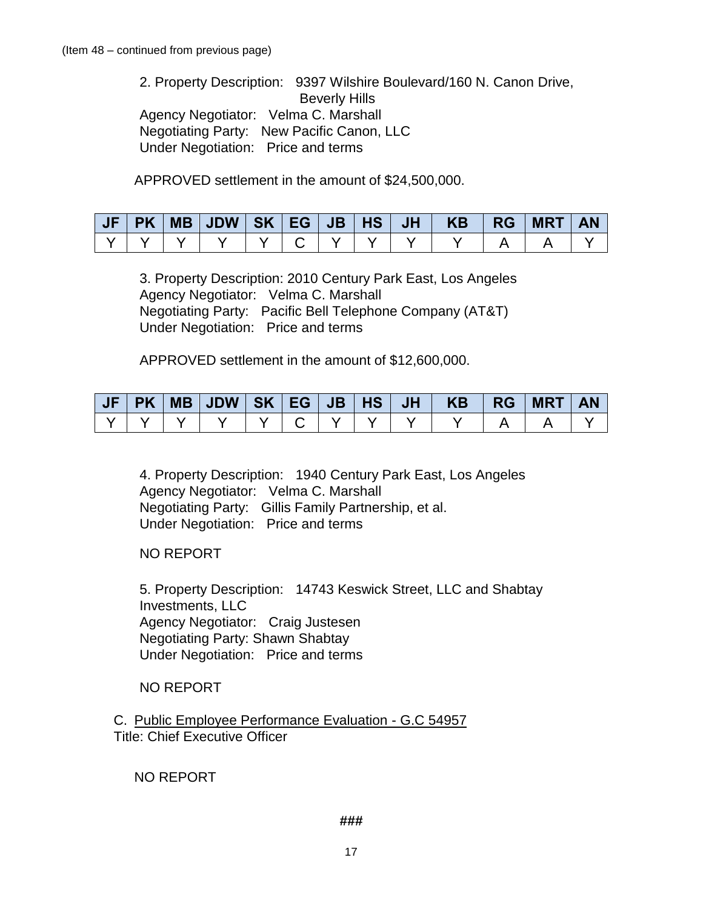(Item 48 – continued from previous page)

2. Property Description: 9397 Wilshire Boulevard/160 N. Canon Drive, Beverly Hills
Agency Negotiator: Velma C. Marshall
Negotiating Party: New Pacific Canon, LLC
Under Negotiation: Price and terms

APPROVED settlement in the amount of $24,500,000.

| JF | PK | MB | JDW | SK | EG | JB | HS | JH | KB | RG | MRT | AN |
|---|---|---|---|---|---|---|---|---|---|---|---|---|
| Y | Y | Y | Y | Y | C | Y | Y | Y | Y | A | A | Y |

3. Property Description: 2010 Century Park East, Los Angeles
Agency Negotiator: Velma C. Marshall
Negotiating Party: Pacific Bell Telephone Company (AT&T)
Under Negotiation: Price and terms

APPROVED settlement in the amount of $12,600,000.

| JF | PK | MB | JDW | SK | EG | JB | HS | JH | KB | RG | MRT | AN |
|---|---|---|---|---|---|---|---|---|---|---|---|---|
| Y | Y | Y | Y | Y | C | Y | Y | Y | Y | A | A | Y |

4. Property Description: 1940 Century Park East, Los Angeles
Agency Negotiator: Velma C. Marshall
Negotiating Party: Gillis Family Partnership, et al.
Under Negotiation: Price and terms

NO REPORT

5. Property Description: 14743 Keswick Street, LLC and Shabtay Investments, LLC
Agency Negotiator: Craig Justesen
Negotiating Party: Shawn Shabtay
Under Negotiation: Price and terms

NO REPORT

C. Public Employee Performance Evaluation - G.C 54957
Title: Chief Executive Officer

NO REPORT

###